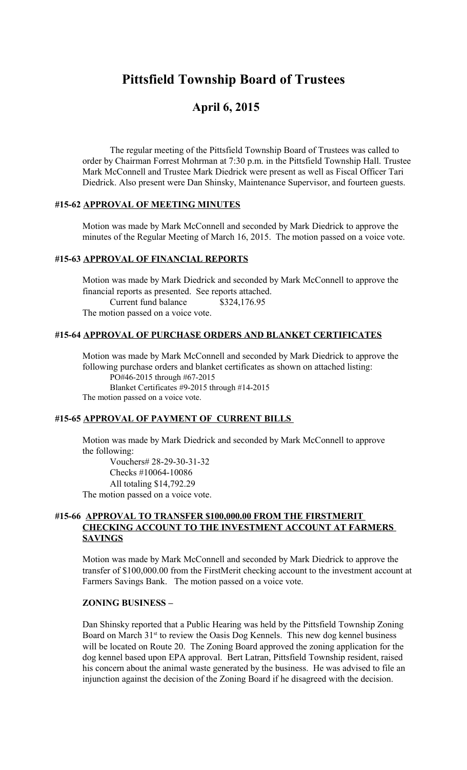# Pittsfield Township Board of Trustees

## April 6, 2015

The regular meeting of the Pittsfield Township Board of Trustees was called to order by Chairman Forrest Mohrman at 7:30 p.m. in the Pittsfield Township Hall. Trustee Mark McConnell and Trustee Mark Diedrick were present as well as Fiscal Officer Tari Diedrick. Also present were Dan Shinsky, Maintenance Supervisor, and fourteen guests.

### #15-62 APPROVAL OF MEETING MINUTES

Motion was made by Mark McConnell and seconded by Mark Diedrick to approve the minutes of the Regular Meeting of March 16, 2015. The motion passed on a voice vote.

### #15-63 APPROVAL OF FINANCIAL REPORTS

Motion was made by Mark Diedrick and seconded by Mark McConnell to approve the financial reports as presented. See reports attached.

Current fund balance $324,176.95

The motion passed on a voice vote.

### #15-64 APPROVAL OF PURCHASE ORDERS AND BLANKET CERTIFICATES

Motion was made by Mark McConnell and seconded by Mark Diedrick to approve the following purchase orders and blanket certificates as shown on attached listing:

PO#46-2015 through #67-2015

Blanket Certificates #9-2015 through #14-2015

The motion passed on a voice vote.

### #15-65 APPROVAL OF PAYMENT OF CURRENT BILLS

Motion was made by Mark Diedrick and seconded by Mark McConnell to approve the following:

Vouchers# 28-29-30-31-32

Checks #10064-10086

All totaling $14,792.29

The motion passed on a voice vote.

### #15-66 APPROVAL TO TRANSFER $100,000.00 FROM THE FIRSTMERIT CHECKING ACCOUNT TO THE INVESTMENT ACCOUNT AT FARMERS SAVINGS

Motion was made by Mark McConnell and seconded by Mark Diedrick to approve the transfer of $100,000.00 from the FirstMerit checking account to the investment account at Farmers Savings Bank. The motion passed on a voice vote.

### ZONING BUSINESS –

Dan Shinsky reported that a Public Hearing was held by the Pittsfield Township Zoning Board on March 31st to review the Oasis Dog Kennels. This new dog kennel business will be located on Route 20. The Zoning Board approved the zoning application for the dog kennel based upon EPA approval. Bert Latran, Pittsfield Township resident, raised his concern about the animal waste generated by the business. He was advised to file an injunction against the decision of the Zoning Board if he disagreed with the decision.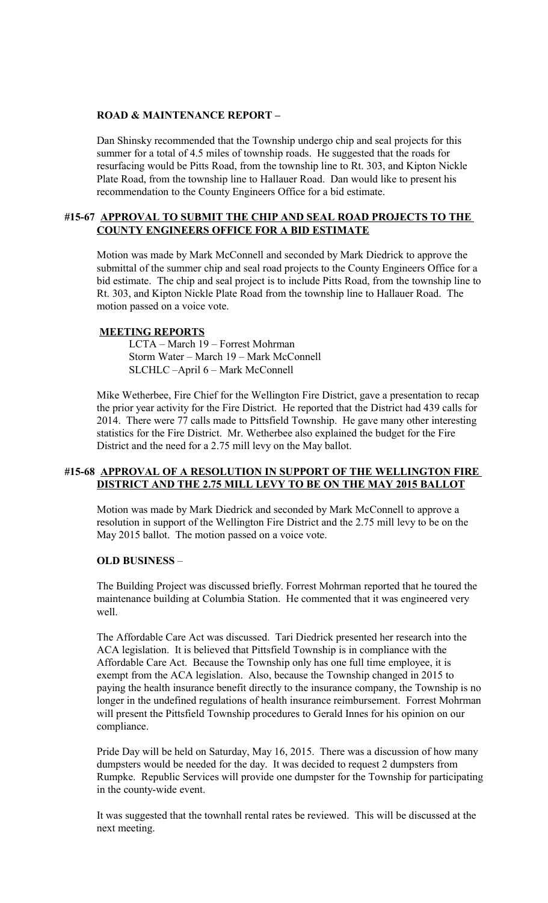**ROAD & MAINTENANCE REPORT –**

Dan Shinsky recommended that the Township undergo chip and seal projects for this summer for a total of 4.5 miles of township roads. He suggested that the roads for resurfacing would be Pitts Road, from the township line to Rt. 303, and Kipton Nickle Plate Road, from the township line to Hallauer Road. Dan would like to present his recommendation to the County Engineers Office for a bid estimate.

**#15-67 APPROVAL TO SUBMIT THE CHIP AND SEAL ROAD PROJECTS TO THE COUNTY ENGINEERS OFFICE FOR A BID ESTIMATE**

Motion was made by Mark McConnell and seconded by Mark Diedrick to approve the submittal of the summer chip and seal road projects to the County Engineers Office for a bid estimate. The chip and seal project is to include Pitts Road, from the township line to Rt. 303, and Kipton Nickle Plate Road from the township line to Hallauer Road. The motion passed on a voice vote.

**MEETING REPORTS**

LCTA – March 19 – Forrest Mohrman
Storm Water – March 19 – Mark McConnell
SLCHLC –April 6 – Mark McConnell

Mike Wetherbee, Fire Chief for the Wellington Fire District, gave a presentation to recap the prior year activity for the Fire District. He reported that the District had 439 calls for 2014. There were 77 calls made to Pittsfield Township. He gave many other interesting statistics for the Fire District. Mr. Wetherbee also explained the budget for the Fire District and the need for a 2.75 mill levy on the May ballot.

**#15-68 APPROVAL OF A RESOLUTION IN SUPPORT OF THE WELLINGTON FIRE DISTRICT AND THE 2.75 MILL LEVY TO BE ON THE MAY 2015 BALLOT**

Motion was made by Mark Diedrick and seconded by Mark McConnell to approve a resolution in support of the Wellington Fire District and the 2.75 mill levy to be on the May 2015 ballot. The motion passed on a voice vote.

**OLD BUSINESS** –

The Building Project was discussed briefly. Forrest Mohrman reported that he toured the maintenance building at Columbia Station. He commented that it was engineered very well.

The Affordable Care Act was discussed. Tari Diedrick presented her research into the ACA legislation. It is believed that Pittsfield Township is in compliance with the Affordable Care Act. Because the Township only has one full time employee, it is exempt from the ACA legislation. Also, because the Township changed in 2015 to paying the health insurance benefit directly to the insurance company, the Township is no longer in the undefined regulations of health insurance reimbursement. Forrest Mohrman will present the Pittsfield Township procedures to Gerald Innes for his opinion on our compliance.

Pride Day will be held on Saturday, May 16, 2015. There was a discussion of how many dumpsters would be needed for the day. It was decided to request 2 dumpsters from Rumpke. Republic Services will provide one dumpster for the Township for participating in the county-wide event.

It was suggested that the townhall rental rates be reviewed. This will be discussed at the next meeting.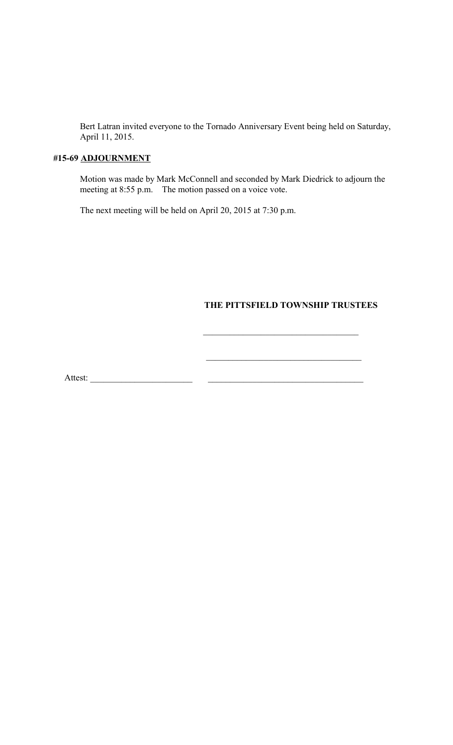Bert Latran invited everyone to the Tornado Anniversary Event being held on Saturday, April 11, 2015.

**#15-69 ADJOURNMENT**

Motion was made by Mark McConnell and seconded by Mark Diedrick to adjourn the meeting at 8:55 p.m. The motion passed on a voice vote.

The next meeting will be held on April 20, 2015 at 7:30 p.m.

**THE PITTSFIELD TOWNSHIP TRUSTEES**

\_\_\_\_\_\_\_\_\_\_\_\_\_\_\_\_\_\_\_\_\_\_\_\_\_\_\_\_\_\_\_\_\_\_\_

\_\_\_\_\_\_\_\_\_\_\_\_\_\_\_\_\_\_\_\_\_\_\_\_\_\_\_\_\_\_\_\_\_\_\_

Attest: \_\_\_\_\_\_\_\_\_\_\_\_\_\_\_\_\_\_\_\_\_\_\_ \_\_\_\_\_\_\_\_\_\_\_\_\_\_\_\_\_\_\_\_\_\_\_\_\_\_\_\_\_\_\_\_\_\_\_